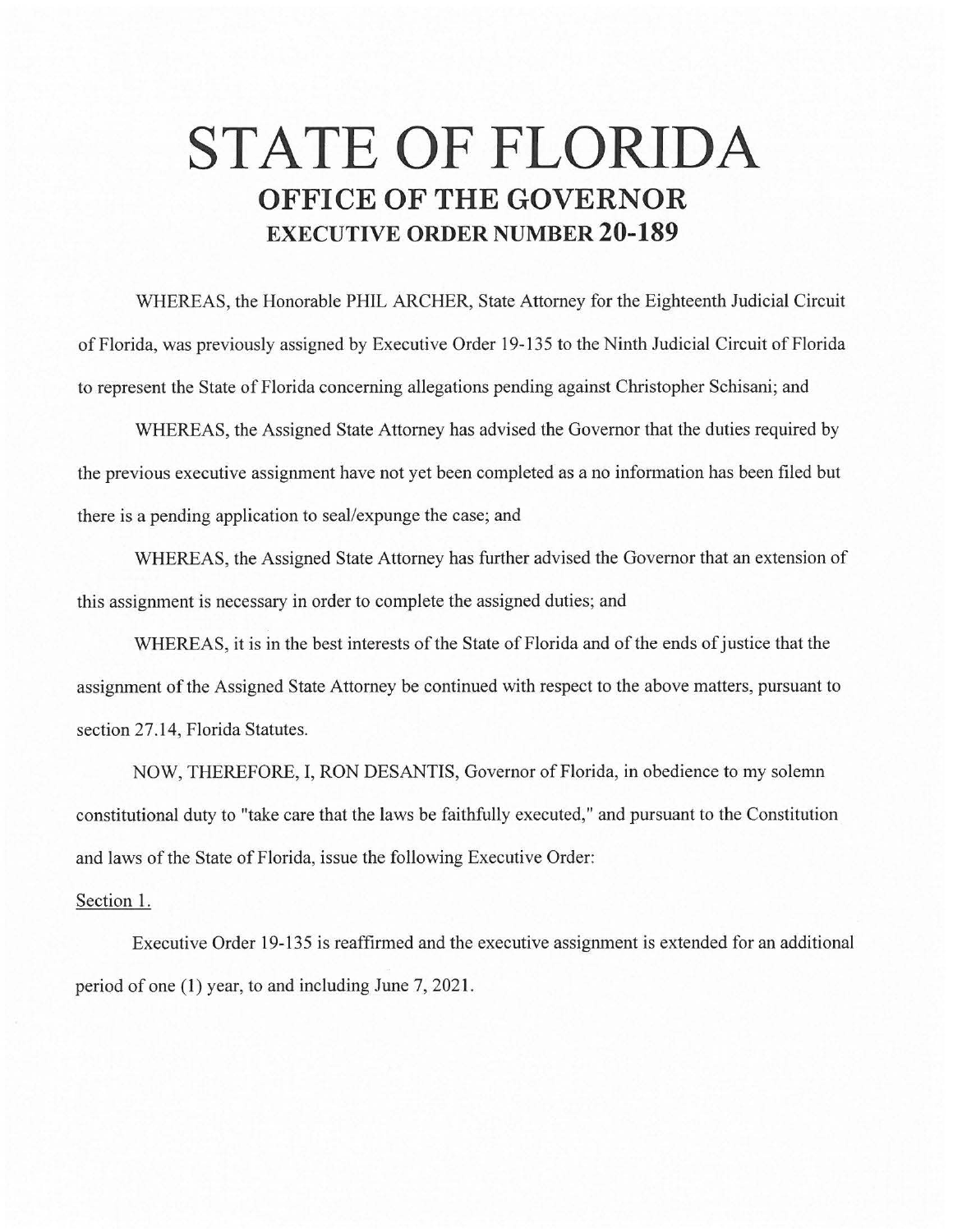# STATE OF FLORIDA

## OFFICE OF THE GOVERNOR

### EXECUTIVE ORDER NUMBER 20-189

WHEREAS, the Honorable PHIL ARCHER, State Attorney for the Eighteenth Judicial Circuit of Florida, was previously assigned by Executive Order 19-135 to the Ninth Judicial Circuit of Florida to represent the State of Florida concerning allegations pending against Christopher Schisani; and

WHEREAS, the Assigned State Attorney has advised the Governor that the duties required by the previous executive assignment have not yet been completed as a no information has been filed but there is a pending application to seal/expunge the case; and

WHEREAS, the Assigned State Attorney has further advised the Governor that an extension of this assignment is necessary in order to complete the assigned duties; and

WHEREAS, it is in the best interests of the State of Florida and of the ends of justice that the assignment of the Assigned State Attorney be continued with respect to the above matters, pursuant to section 27.14, Florida Statutes.

NOW, THEREFORE, I, RON DESANTIS, Governor of Florida, in obedience to my solemn constitutional duty to "take care that the laws be faithfully executed," and pursuant to the Constitution and laws of the State of Florida, issue the following Executive Order:

Section 1.

Executive Order 19-135 is reaffirmed and the executive assignment is extended for an additional period of one (1) year, to and including June 7, 2021.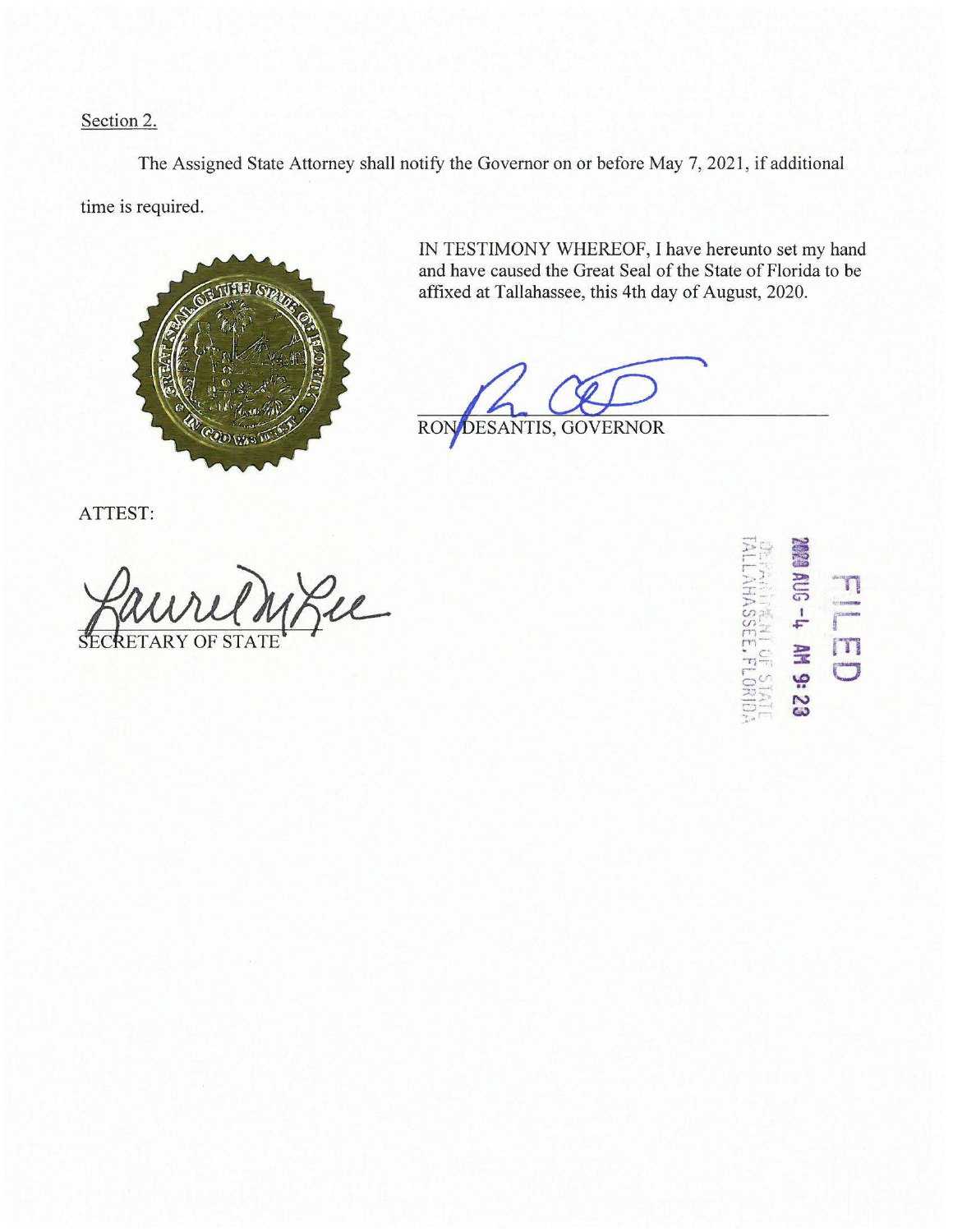Section 2.

The Assigned State Attorney shall notify the Governor on or before May 7, 2021, if additional time is required.

IN TESTIMONY WHEREOF, I have hereunto set my hand and have caused the Great Seal of the State of Florida to be affixed at Tallahassee, this 4th day of August, 2020.

RON DESANTIS, GOVERNOR

ATTEST:

SECRETARY OF STATE

FILED
2020 AUG -4 AM 9:23
DEPARTMENT OF STATE
TALLAHASSEE, FLORIDA